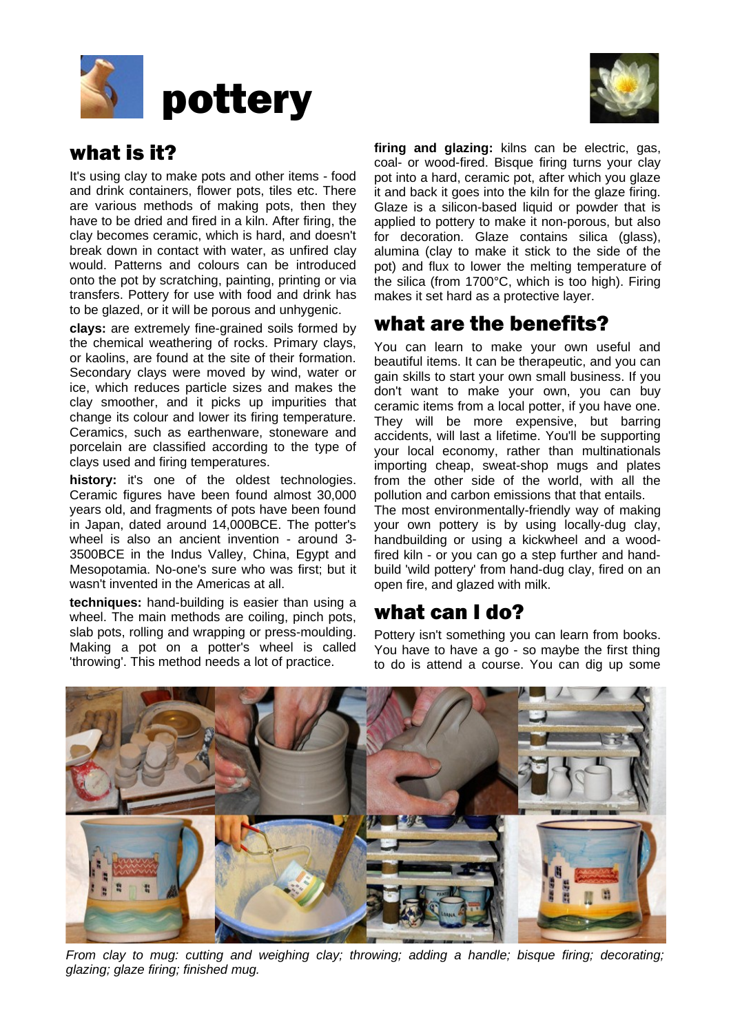# pottery

## what is it?

It's using clay to make pots and other items - food and drink containers, flower pots, tiles etc. There are various methods of making pots, then they have to be dried and fired in a kiln. After firing, the clay becomes ceramic, which is hard, and doesn't break down in contact with water, as unfired clay would. Patterns and colours can be introduced onto the pot by scratching, painting, printing or via transfers. Pottery for use with food and drink has to be glazed, or it will be porous and unhygenic.

**clays:** are extremely fine-grained soils formed by the chemical weathering of rocks. Primary clays, or kaolins, are found at the site of their formation. Secondary clays were moved by wind, water or ice, which reduces particle sizes and makes the clay smoother, and it picks up impurities that change its colour and lower its firing temperature. Ceramics, such as earthenware, stoneware and porcelain are classified according to the type of clays used and firing temperatures.

**history:** it's one of the oldest technologies. Ceramic figures have been found almost 30,000 years old, and fragments of pots have been found in Japan, dated around 14,000BCE. The potter's wheel is also an ancient invention - around 3-3500BCE in the Indus Valley, China, Egypt and Mesopotamia. No-one's sure who was first; but it wasn't invented in the Americas at all.

**techniques:** hand-building is easier than using a wheel. The main methods are coiling, pinch pots, slab pots, rolling and wrapping or press-moulding. Making a pot on a potter's wheel is called 'throwing'. This method needs a lot of practice.

**firing and glazing:** kilns can be electric, gas, coal- or wood-fired. Bisque firing turns your clay pot into a hard, ceramic pot, after which you glaze it and back it goes into the kiln for the glaze firing. Glaze is a silicon-based liquid or powder that is applied to pottery to make it non-porous, but also for decoration. Glaze contains silica (glass), alumina (clay to make it stick to the side of the pot) and flux to lower the melting temperature of the silica (from 1700°C, which is too high). Firing makes it set hard as a protective layer.

## what are the benefits?

You can learn to make your own useful and beautiful items. It can be therapeutic, and you can gain skills to start your own small business. If you don't want to make your own, you can buy ceramic items from a local potter, if you have one. They will be more expensive, but barring accidents, will last a lifetime. You'll be supporting your local economy, rather than multinationals importing cheap, sweat-shop mugs and plates from the other side of the world, with all the pollution and carbon emissions that that entails.

The most environmentally-friendly way of making your own pottery is by using locally-dug clay, handbuilding or using a kickwheel and a wood-fired kiln - or you can go a step further and hand-build 'wild pottery' from hand-dug clay, fired on an open fire, and glazed with milk.

## what can I do?

Pottery isn't something you can learn from books. You have to have a go - so maybe the first thing to do is attend a course. You can dig up some

*From clay to mug: cutting and weighing clay; throwing; adding a handle; bisque firing; decorating; glazing; glaze firing; finished mug.*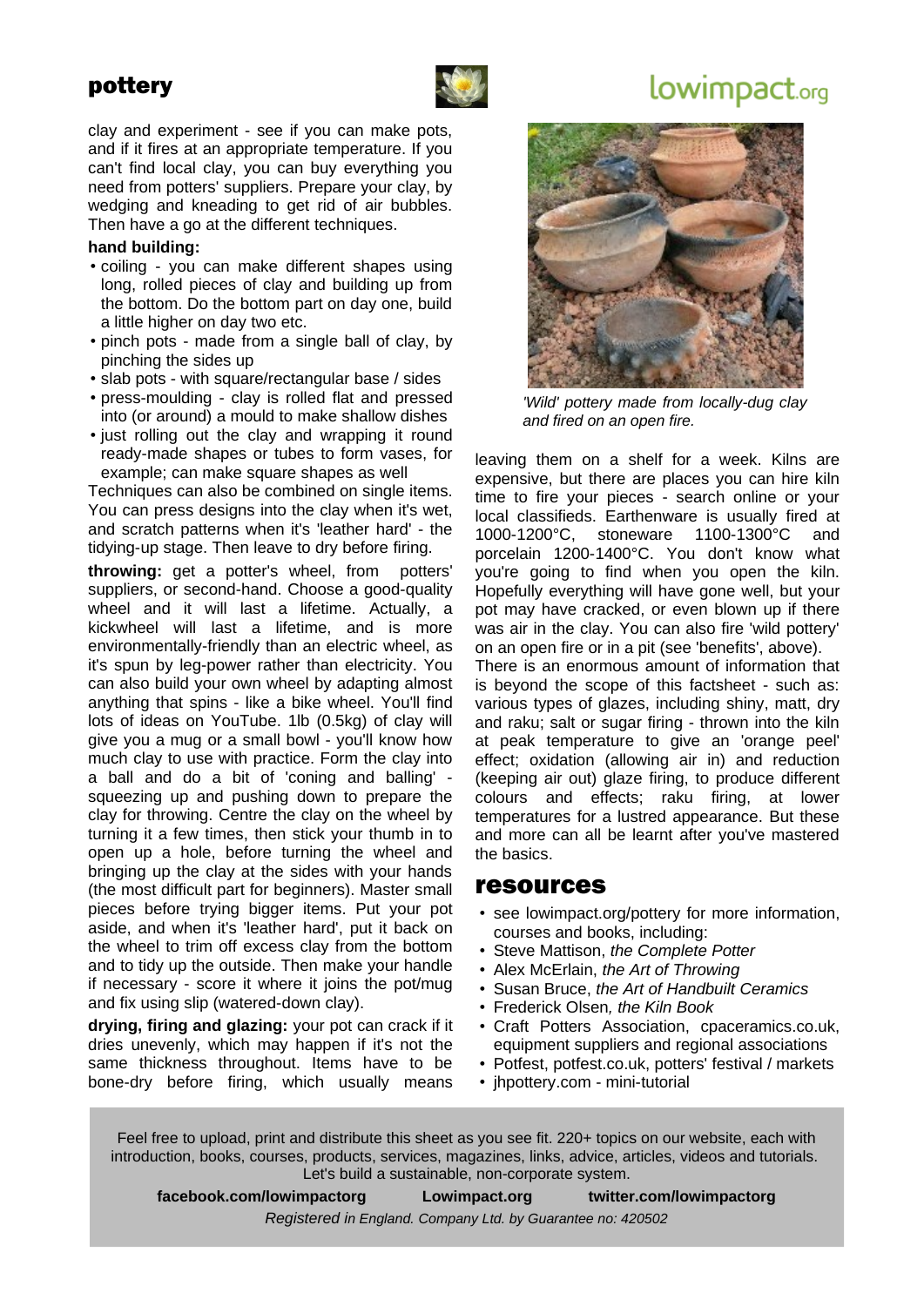clay and experiment - see if you can make pots, and if it fires at an appropriate temperature. If you can't find local clay, you can buy everything you need from potters' suppliers. Prepare your clay, by wedging and kneading to get rid of air bubbles. Then have a go at the different techniques.

**hand building:**

- coiling - you can make different shapes using long, rolled pieces of clay and building up from the bottom. Do the bottom part on day one, build a little higher on day two etc.
- pinch pots - made from a single ball of clay, by pinching the sides up
- slab pots - with square/rectangular base / sides
- press-moulding - clay is rolled flat and pressed into (or around) a mould to make shallow dishes
- just rolling out the clay and wrapping it round ready-made shapes or tubes to form vases, for example; can make square shapes as well

Techniques can also be combined on single items. You can press designs into the clay when it's wet, and scratch patterns when it's 'leather hard' - the tidying-up stage. Then leave to dry before firing.

**throwing:** get a potter's wheel, from potters' suppliers, or second-hand. Choose a good-quality wheel and it will last a lifetime. Actually, a kickwheel will last a lifetime, and is more environmentally-friendly than an electric wheel, as it's spun by leg-power rather than electricity. You can also build your own wheel by adapting almost anything that spins - like a bike wheel. You'll find lots of ideas on YouTube. 1lb (0.5kg) of clay will give you a mug or a small bowl - you'll know how much clay to use with practice. Form the clay into a ball and do a bit of 'coning and balling' - squeezing up and pushing down to prepare the clay for throwing. Centre the clay on the wheel by turning it a few times, then stick your thumb in to open up a hole, before turning the wheel and bringing up the clay at the sides with your hands (the most difficult part for beginners). Master small pieces before trying bigger items. Put your pot aside, and when it's 'leather hard', put it back on the wheel to trim off excess clay from the bottom and to tidy up the outside. Then make your handle if necessary - score it where it joins the pot/mug and fix using slip (watered-down clay).

**drying, firing and glazing:** your pot can crack if it dries unevenly, which may happen if it's not the same thickness throughout. Items have to be bone-dry before firing, which usually means leaving them on a shelf for a week. Kilns are expensive, but there are places you can hire kiln time to fire your pieces - search online or your local classifieds. Earthenware is usually fired at 1000-1200°C, stoneware 1100-1300°C and porcelain 1200-1400°C. You don't know what you're going to find when you open the kiln. Hopefully everything will have gone well, but your pot may have cracked, or even blown up if there was air in the clay. You can also fire 'wild pottery' on an open fire or in a pit (see 'benefits', above).

*'Wild' pottery made from locally-dug clay and fired on an open fire.*

There is an enormous amount of information that is beyond the scope of this factsheet - such as: various types of glazes, including shiny, matt, dry and raku; salt or sugar firing - thrown into the kiln at peak temperature to give an 'orange peel' effect; oxidation (allowing air in) and reduction (keeping air out) glaze firing, to produce different colours and effects; raku firing, at lower temperatures for a lustred appearance. But these and more can all be learnt after you've mastered the basics.

## resources

- see lowimpact.org/pottery for more information, courses and books, including:
- Steve Mattison, *the Complete Potter*
- Alex McErlain, *the Art of Throwing*
- Susan Bruce, *the Art of Handbuilt Ceramics*
- Frederick Olsen*, the Kiln Book*
- Craft Potters Association, cpaceramics.co.uk, equipment suppliers and regional associations
- Potfest, potfest.co.uk, potters' festival / markets
- jhpottery.com - mini-tutorial

Feel free to upload, print and distribute this sheet as you see fit. 220+ topics on our website, each with introduction, books, courses, products, services, magazines, links, advice, articles, videos and tutorials. Let's build a sustainable, non-corporate system.

**facebook.com/lowimpactorg** **Lowimpact.org** **twitter.com/lowimpactorg**

*Registered in England. Company Ltd. by Guarantee no: 420502*